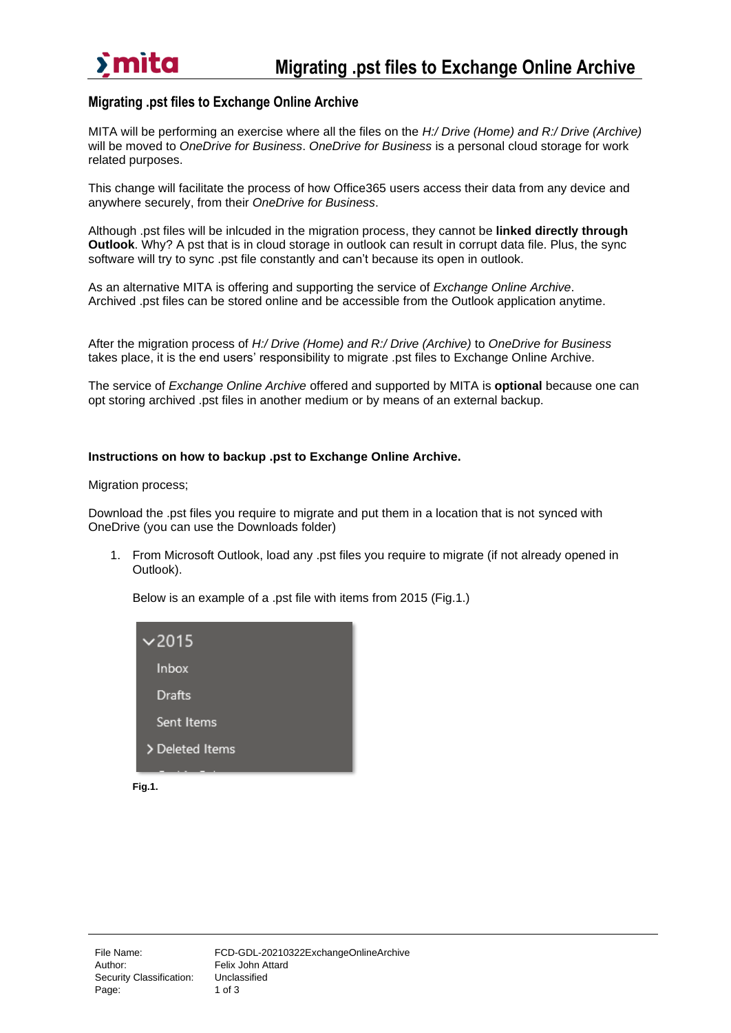## Migrating .pst files to Exchange Online Archive

MITA will be performing an exercise where all the files on the *H:/ Drive (Home) and R:/ Drive (Archive)* will be moved to *OneDrive for Business*. *OneDrive for Business* is a personal cloud storage for work related purposes.

This change will facilitate the process of how Office365 users access their data from any device and anywhere securely, from their *OneDrive for Business*.

Although .pst files will be inlcuded in the migration process, they cannot be **linked directly through Outlook**. Why? A pst that is in cloud storage in outlook can result in corrupt data file. Plus, the sync software will try to sync .pst file constantly and can't because its open in outlook.

As an alternative MITA is offering and supporting the service of *Exchange Online Archive*. Archived .pst files can be stored online and be accessible from the Outlook application anytime.

After the migration process of *H:/ Drive (Home) and R:/ Drive (Archive)* to *OneDrive for Business* takes place, it is the end users' responsibility to migrate .pst files to Exchange Online Archive.

The service of *Exchange Online Archive* offered and supported by MITA is **optional** because one can opt storing archived .pst files in another medium or by means of an external backup.

**Instructions on how to backup .pst to Exchange Online Archive.**

Migration process;

Download the .pst files you require to migrate and put them in a location that is not synced with OneDrive (you can use the Downloads folder)

1. From Microsoft Outlook, load any .pst files you require to migrate (if not already opened in Outlook).

   Below is an example of a .pst file with items from 2015 (Fig.1.)

   **Fig.1.**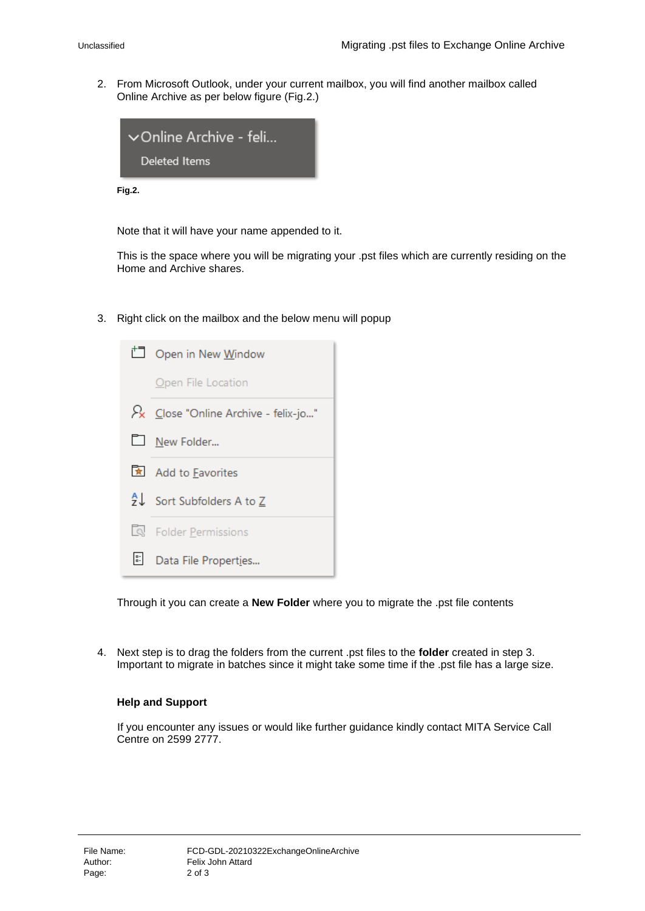2. From Microsoft Outlook, under your current mailbox, you will find another mailbox called Online Archive as per below figure (Fig.2.)

**Fig.2.**

Note that it will have your name appended to it.

This is the space where you will be migrating your .pst files which are currently residing on the Home and Archive shares.

3. Right click on the mailbox and the below menu will popup

Through it you can create a **New Folder** where you to migrate the .pst file contents

4. Next step is to drag the folders from the current .pst files to the **folder** created in step 3. Important to migrate in batches since it might take some time if the .pst file has a large size.

**Help and Support**

If you encounter any issues or would like further guidance kindly contact MITA Service Call Centre on 2599 2777.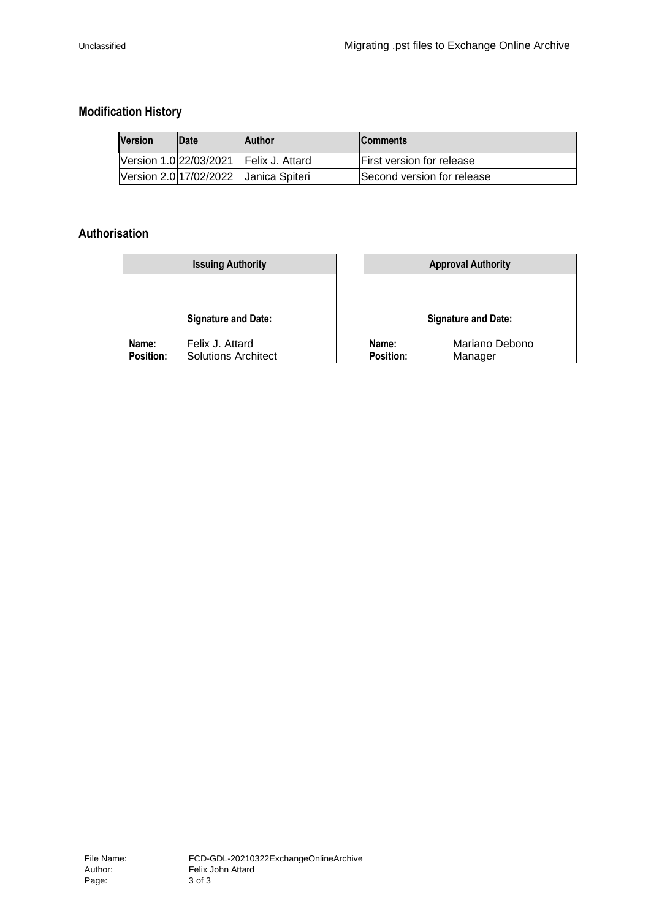## Modification History

| Version | Date | Author | Comments |
|---|---|---|---|
| Version 1.0 | 22/03/2021 | Felix J. Attard | First version for release |
| Version 2.0 | 17/02/2022 | Janica Spiteri | Second version for release |

## Authorisation

| Issuing Authority | |
|---|---|
| | |
| **Signature and Date:** | |
| **Name:** | Felix J. Attard |
| **Position:** | Solutions Architect |

| Approval Authority | |
|---|---|
| | |
| **Signature and Date:** | |
| **Name:** | Mariano Debono |
| **Position:** | Manager |